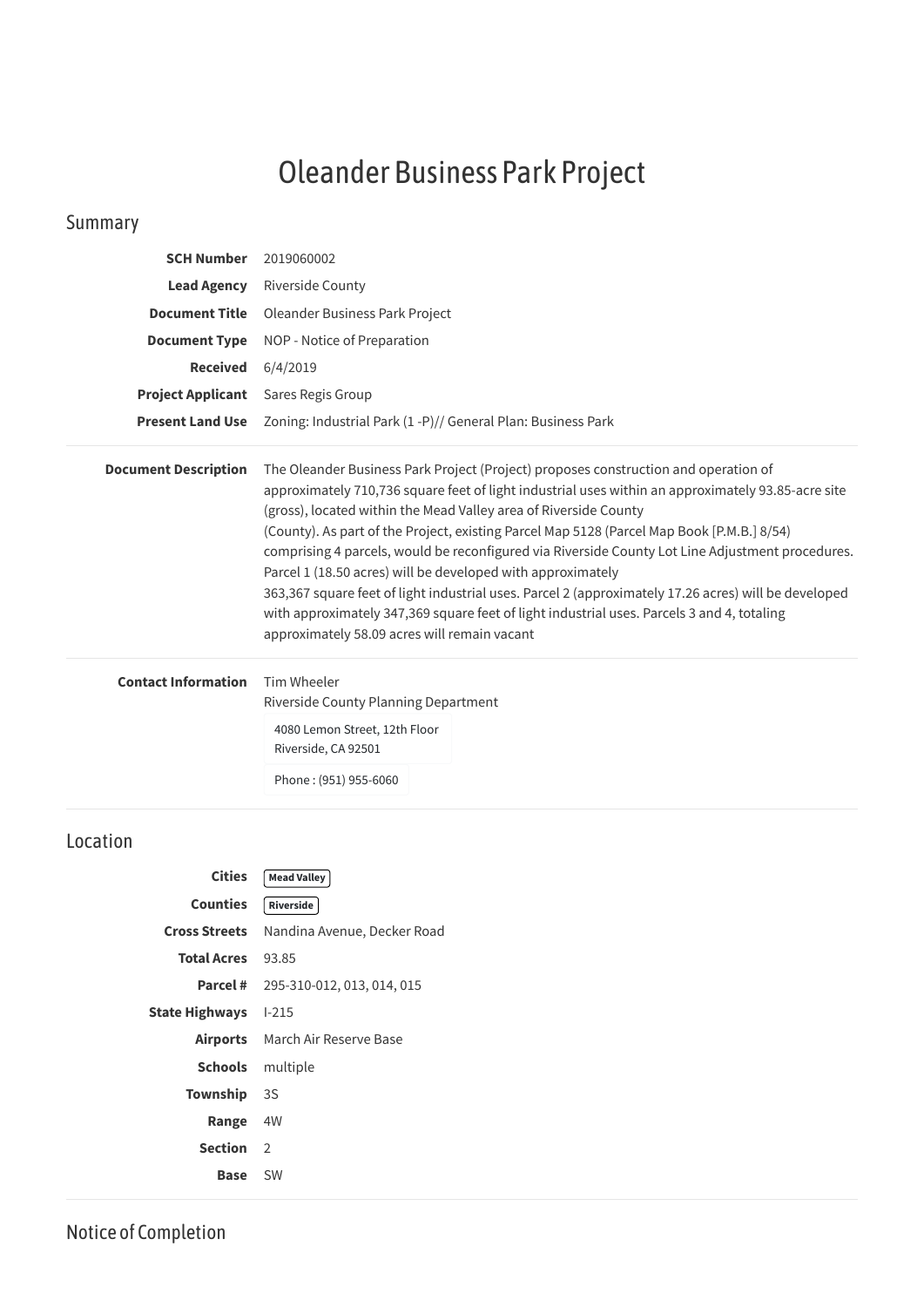# Oleander Business Park Project

## Summary

**SCH Number** 2019060002

**Lead Agency** Riverside County

**Document Title** Oleander Business Park Project

**Document Type** NOP - Notice of Preparation

**Received** 6/4/2019

**Project Applicant** Sares Regis Group

**Present Land Use** Zoning: Industrial Park (1 -P)// General Plan: Business Park

**Document Description** The Oleander Business Park Project (Project) proposes construction and operation of approximately 710,736 square feet of light industrial uses within an approximately 93.85-acre site (gross), located within the Mead Valley area of Riverside County (County). As part of the Project, existing Parcel Map 5128 (Parcel Map Book [P.M.B.] 8/54) comprising 4 parcels, would be reconfigured via Riverside County Lot Line Adjustment procedures. Parcel 1 (18.50 acres) will be developed with approximately 363,367 square feet of light industrial uses. Parcel 2 (approximately 17.26 acres) will be developed with approximately 347,369 square feet of light industrial uses. Parcels 3 and 4, totaling approximately 58.09 acres will remain vacant

**Contact Information** Tim Wheeler
Riverside County Planning Department
4080 Lemon Street, 12th Floor
Riverside, CA 92501
Phone : (951) 955-6060

## Location

**Cities** Mead Valley

**Counties** Riverside

**Cross Streets** Nandina Avenue, Decker Road

**Total Acres** 93.85

**Parcel #** 295-310-012, 013, 014, 015

**State Highways** I-215

**Airports** March Air Reserve Base

**Schools** multiple

**Township** 3S

**Range** 4W

**Section** 2

**Base** SW

## Notice of Completion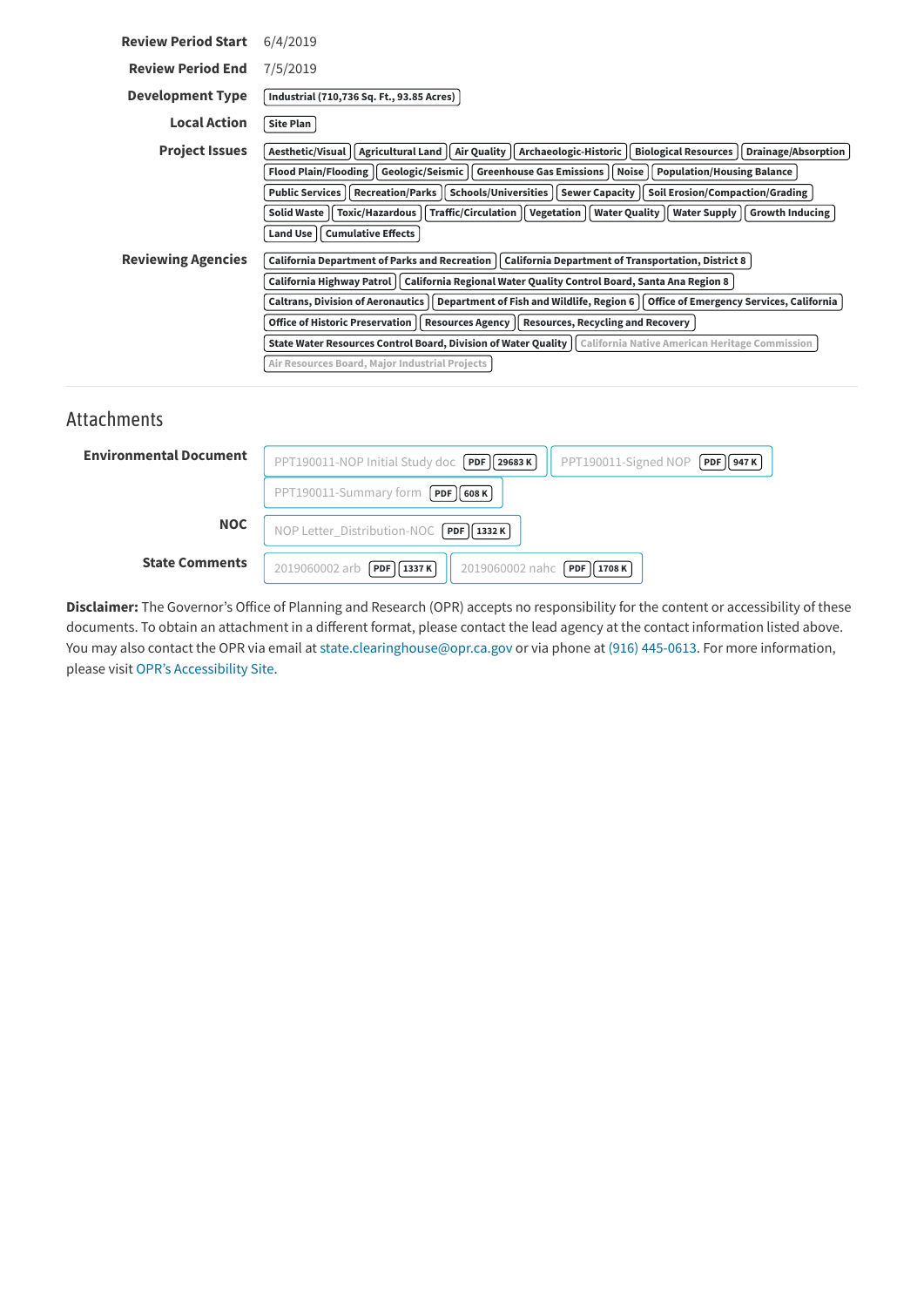**Review Period Start** 6/4/2019

**Review Period End** 7/5/2019

**Development Type** Industrial (710,736 Sq. Ft., 93.85 Acres)

**Local Action** Site Plan

**Project Issues** Aesthetic/Visual, Agricultural Land, Air Quality, Archaeologic-Historic, Biological Resources, Drainage/Absorption, Flood Plain/Flooding, Geologic/Seismic, Greenhouse Gas Emissions, Noise, Population/Housing Balance, Public Services, Recreation/Parks, Schools/Universities, Sewer Capacity, Soil Erosion/Compaction/Grading, Solid Waste, Toxic/Hazardous, Traffic/Circulation, Vegetation, Water Quality, Water Supply, Growth Inducing, Land Use, Cumulative Effects

**Reviewing Agencies** California Department of Parks and Recreation, California Department of Transportation, District 8, California Highway Patrol, California Regional Water Quality Control Board, Santa Ana Region 8, Caltrans, Division of Aeronautics, Department of Fish and Wildlife, Region 6, Office of Emergency Services, California, Office of Historic Preservation, Resources Agency, Resources, Recycling and Recovery, State Water Resources Control Board, Division of Water Quality, California Native American Heritage Commission, Air Resources Board, Major Industrial Projects

## Attachments

**Environmental Document**
- PPT190011-NOP Initial Study doc (PDF, 29683 K)
- PPT190011-Signed NOP (PDF, 947 K)
- PPT190011-Summary form (PDF, 608 K)

**NOC**
- NOP Letter_Distribution-NOC (PDF, 1332 K)

**State Comments**
- 2019060002 arb (PDF, 1337 K)
- 2019060002 nahc (PDF, 1708 K)

**Disclaimer:** The Governor's Office of Planning and Research (OPR) accepts no responsibility for the content or accessibility of these documents. To obtain an attachment in a different format, please contact the lead agency at the contact information listed above. You may also contact the OPR via email at state.clearinghouse@opr.ca.gov or via phone at (916) 445-0613. For more information, please visit OPR's Accessibility Site.